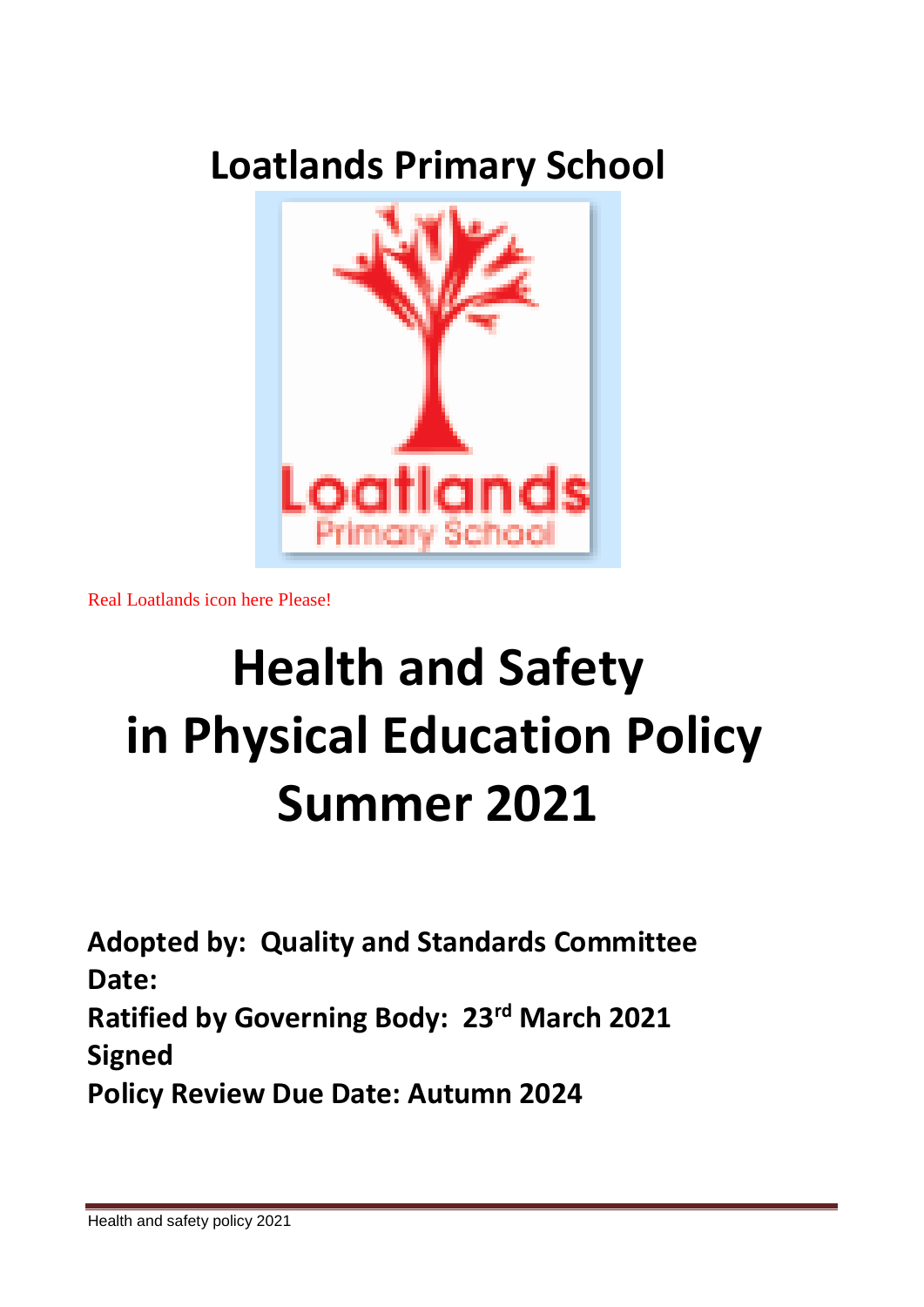# Loatlands Primary School

Real Loatlands icon here Please!

# Health and Safety in Physical Education Policy Summer 2021

**Adopted by: Quality and Standards Committee**
**Date:**
**Ratified by Governing Body: 23rd March 2021**
**Signed**
**Policy Review Due Date: Autumn 2024**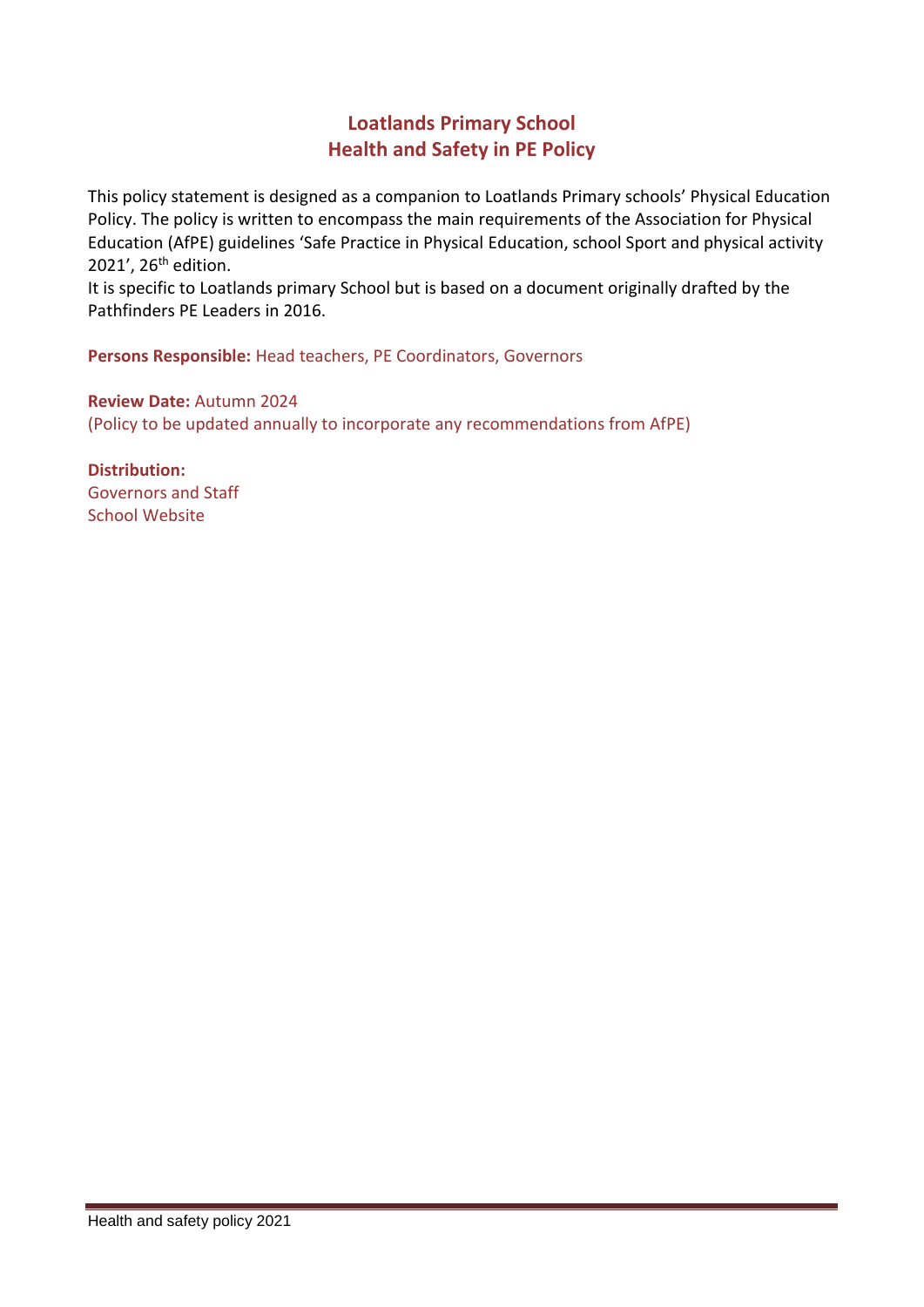# Loatlands Primary School
# Health and Safety in PE Policy

This policy statement is designed as a companion to Loatlands Primary schools' Physical Education Policy. The policy is written to encompass the main requirements of the Association for Physical Education (AfPE) guidelines 'Safe Practice in Physical Education, school Sport and physical activity 2021', 26th edition.

It is specific to Loatlands primary School but is based on a document originally drafted by the Pathfinders PE Leaders in 2016.

**Persons Responsible:** Head teachers, PE Coordinators, Governors

**Review Date:** Autumn 2024
(Policy to be updated annually to incorporate any recommendations from AfPE)

**Distribution:**
Governors and Staff
School Website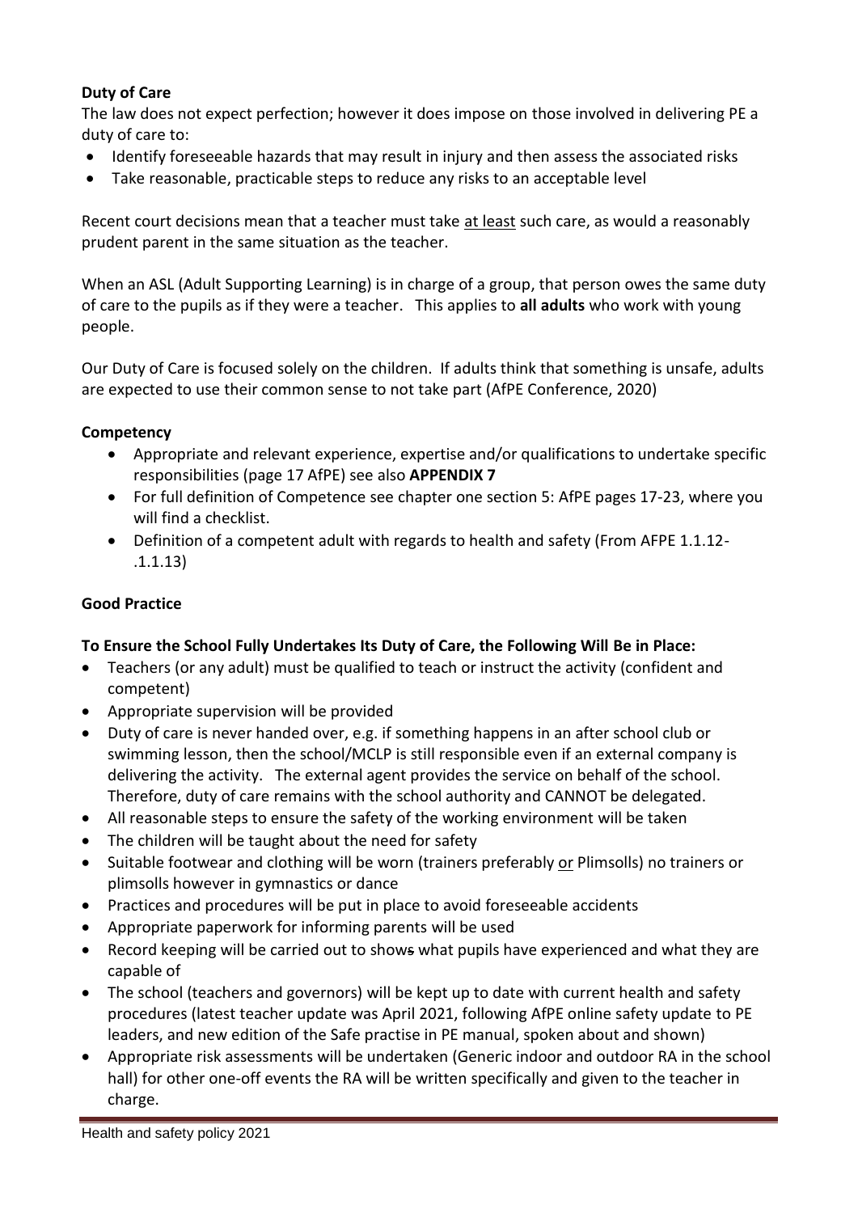**Duty of Care**

The law does not expect perfection; however it does impose on those involved in delivering PE a duty of care to:

- Identify foreseeable hazards that may result in injury and then assess the associated risks
- Take reasonable, practicable steps to reduce any risks to an acceptable level

Recent court decisions mean that a teacher must take at least such care, as would a reasonably prudent parent in the same situation as the teacher.

When an ASL (Adult Supporting Learning) is in charge of a group, that person owes the same duty of care to the pupils as if they were a teacher. This applies to **all adults** who work with young people.

Our Duty of Care is focused solely on the children. If adults think that something is unsafe, adults are expected to use their common sense to not take part (AfPE Conference, 2020)

**Competency**

- Appropriate and relevant experience, expertise and/or qualifications to undertake specific responsibilities (page 17 AfPE) see also **APPENDIX 7**
- For full definition of Competence see chapter one section 5: AfPE pages 17-23, where you will find a checklist.
- Definition of a competent adult with regards to health and safety (From AFPE 1.1.12-.1.1.13)

**Good Practice**

**To Ensure the School Fully Undertakes Its Duty of Care, the Following Will Be in Place:**

- Teachers (or any adult) must be qualified to teach or instruct the activity (confident and competent)
- Appropriate supervision will be provided
- Duty of care is never handed over, e.g. if something happens in an after school club or swimming lesson, then the school/MCLP is still responsible even if an external company is delivering the activity. The external agent provides the service on behalf of the school. Therefore, duty of care remains with the school authority and CANNOT be delegated.
- All reasonable steps to ensure the safety of the working environment will be taken
- The children will be taught about the need for safety
- Suitable footwear and clothing will be worn (trainers preferably or Plimsolls) no trainers or plimsolls however in gymnastics or dance
- Practices and procedures will be put in place to avoid foreseeable accidents
- Appropriate paperwork for informing parents will be used
- Record keeping will be carried out to shows what pupils have experienced and what they are capable of
- The school (teachers and governors) will be kept up to date with current health and safety procedures (latest teacher update was April 2021, following AfPE online safety update to PE leaders, and new edition of the Safe practise in PE manual, spoken about and shown)
- Appropriate risk assessments will be undertaken (Generic indoor and outdoor RA in the school hall) for other one-off events the RA will be written specifically and given to the teacher in charge.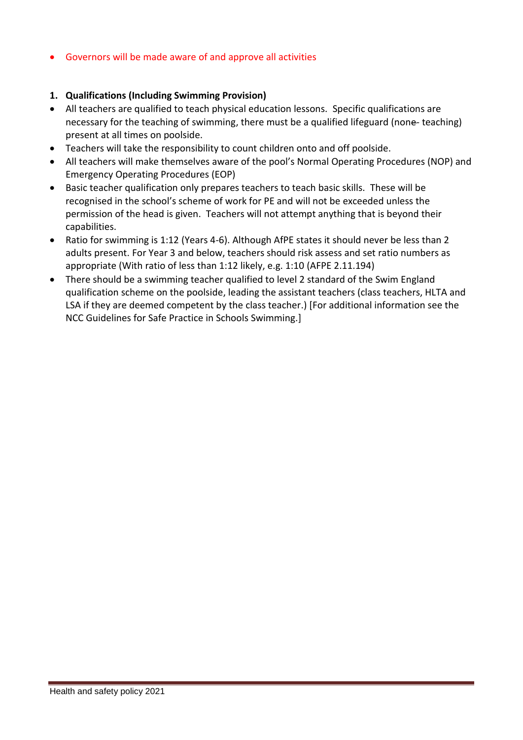- Governors will be made aware of and approve all activities

1. **Qualifications (Including Swimming Provision)**

- All teachers are qualified to teach physical education lessons. Specific qualifications are necessary for the teaching of swimming, there must be a qualified lifeguard (none- teaching) present at all times on poolside.
- Teachers will take the responsibility to count children onto and off poolside.
- All teachers will make themselves aware of the pool's Normal Operating Procedures (NOP) and Emergency Operating Procedures (EOP)
- Basic teacher qualification only prepares teachers to teach basic skills. These will be recognised in the school's scheme of work for PE and will not be exceeded unless the permission of the head is given. Teachers will not attempt anything that is beyond their capabilities.
- Ratio for swimming is 1:12 (Years 4-6). Although AfPE states it should never be less than 2 adults present. For Year 3 and below, teachers should risk assess and set ratio numbers as appropriate (With ratio of less than 1:12 likely, e.g. 1:10 (AFPE 2.11.194)
- There should be a swimming teacher qualified to level 2 standard of the Swim England qualification scheme on the poolside, leading the assistant teachers (class teachers, HLTA and LSA if they are deemed competent by the class teacher.) [For additional information see the NCC Guidelines for Safe Practice in Schools Swimming.]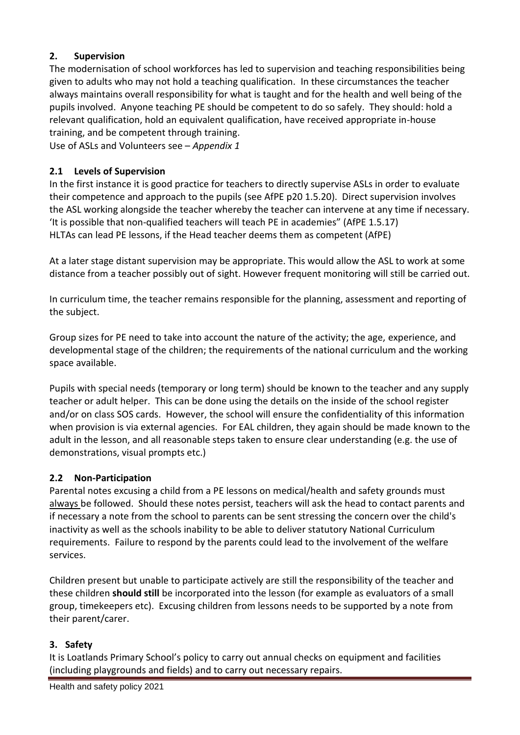## 2. Supervision

The modernisation of school workforces has led to supervision and teaching responsibilities being given to adults who may not hold a teaching qualification. In these circumstances the teacher always maintains overall responsibility for what is taught and for the health and well being of the pupils involved. Anyone teaching PE should be competent to do so safely. They should: hold a relevant qualification, hold an equivalent qualification, have received appropriate in-house training, and be competent through training.

Use of ASLs and Volunteers see – *Appendix 1*

### 2.1 Levels of Supervision

In the first instance it is good practice for teachers to directly supervise ASLs in order to evaluate their competence and approach to the pupils (see AfPE p20 1.5.20). Direct supervision involves the ASL working alongside the teacher whereby the teacher can intervene at any time if necessary. 'It is possible that non-qualified teachers will teach PE in academies" (AfPE 1.5.17)
HLTAs can lead PE lessons, if the Head teacher deems them as competent (AfPE)

At a later stage distant supervision may be appropriate. This would allow the ASL to work at some distance from a teacher possibly out of sight. However frequent monitoring will still be carried out.

In curriculum time, the teacher remains responsible for the planning, assessment and reporting of the subject.

Group sizes for PE need to take into account the nature of the activity; the age, experience, and developmental stage of the children; the requirements of the national curriculum and the working space available.

Pupils with special needs (temporary or long term) should be known to the teacher and any supply teacher or adult helper. This can be done using the details on the inside of the school register and/or on class SOS cards. However, the school will ensure the confidentiality of this information when provision is via external agencies. For EAL children, they again should be made known to the adult in the lesson, and all reasonable steps taken to ensure clear understanding (e.g. the use of demonstrations, visual prompts etc.)

### 2.2 Non-Participation

Parental notes excusing a child from a PE lessons on medical/health and safety grounds must always be followed. Should these notes persist, teachers will ask the head to contact parents and if necessary a note from the school to parents can be sent stressing the concern over the child's inactivity as well as the schools inability to be able to deliver statutory National Curriculum requirements. Failure to respond by the parents could lead to the involvement of the welfare services.

Children present but unable to participate actively are still the responsibility of the teacher and these children **should still** be incorporated into the lesson (for example as evaluators of a small group, timekeepers etc). Excusing children from lessons needs to be supported by a note from their parent/carer.

## 3. Safety

It is Loatlands Primary School's policy to carry out annual checks on equipment and facilities (including playgrounds and fields) and to carry out necessary repairs.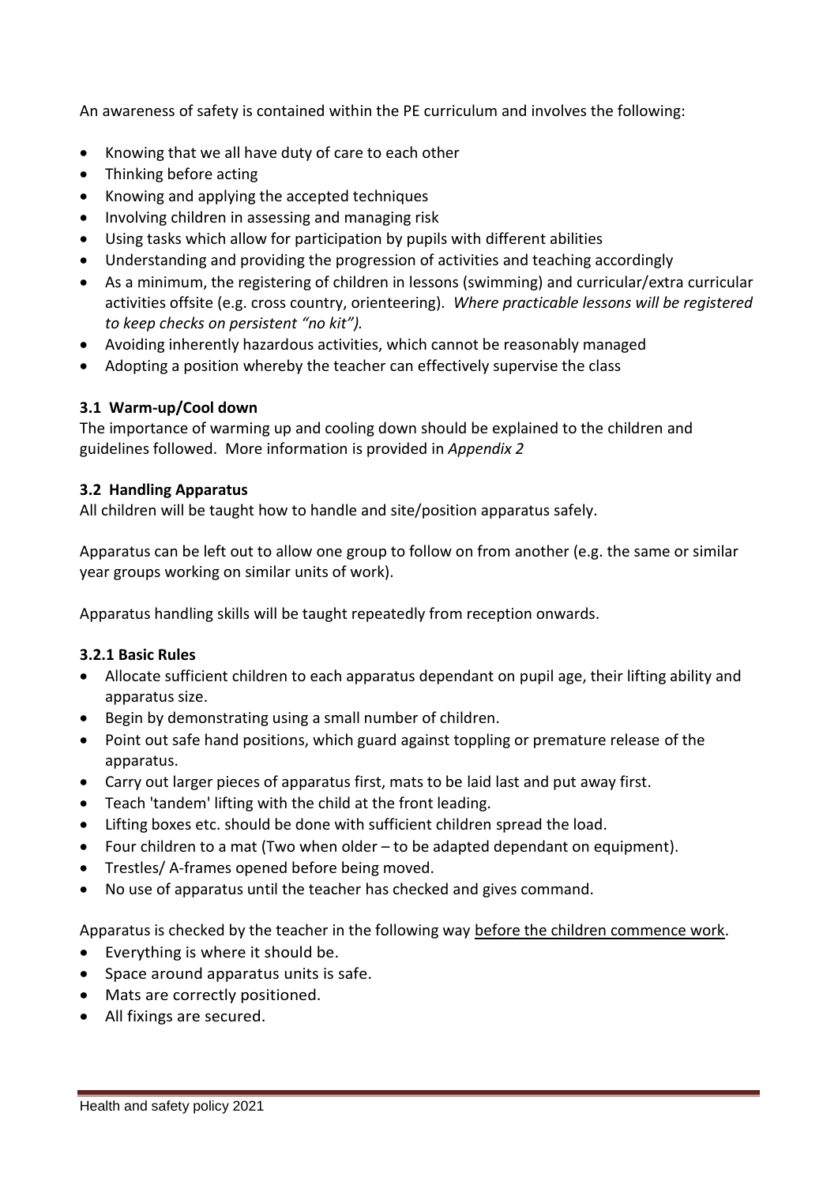An awareness of safety is contained within the PE curriculum and involves the following:

- Knowing that we all have duty of care to each other
- Thinking before acting
- Knowing and applying the accepted techniques
- Involving children in assessing and managing risk
- Using tasks which allow for participation by pupils with different abilities
- Understanding and providing the progression of activities and teaching accordingly
- As a minimum, the registering of children in lessons (swimming) and curricular/extra curricular activities offsite (e.g. cross country, orienteering). *Where practicable lessons will be registered to keep checks on persistent "no kit").*
- Avoiding inherently hazardous activities, which cannot be reasonably managed
- Adopting a position whereby the teacher can effectively supervise the class

### 3.1 Warm-up/Cool down

The importance of warming up and cooling down should be explained to the children and guidelines followed. More information is provided in *Appendix 2*

### 3.2 Handling Apparatus

All children will be taught how to handle and site/position apparatus safely.

Apparatus can be left out to allow one group to follow on from another (e.g. the same or similar year groups working on similar units of work).

Apparatus handling skills will be taught repeatedly from reception onwards.

#### 3.2.1 Basic Rules

- Allocate sufficient children to each apparatus dependant on pupil age, their lifting ability and apparatus size.
- Begin by demonstrating using a small number of children.
- Point out safe hand positions, which guard against toppling or premature release of the apparatus.
- Carry out larger pieces of apparatus first, mats to be laid last and put away first.
- Teach 'tandem' lifting with the child at the front leading.
- Lifting boxes etc. should be done with sufficient children spread the load.
- Four children to a mat (Two when older – to be adapted dependant on equipment).
- Trestles/ A-frames opened before being moved.
- No use of apparatus until the teacher has checked and gives command.

Apparatus is checked by the teacher in the following way <u>before the children commence work</u>.

- Everything is where it should be.
- Space around apparatus units is safe.
- Mats are correctly positioned.
- All fixings are secured.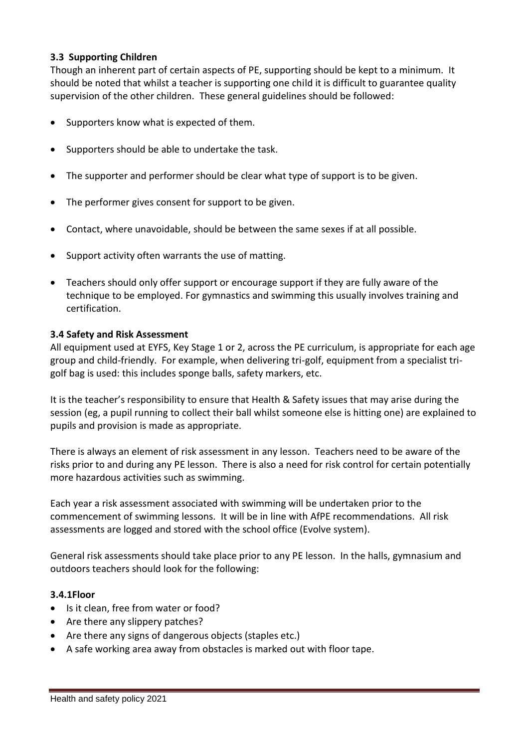### 3.3 Supporting Children

Though an inherent part of certain aspects of PE, supporting should be kept to a minimum. It should be noted that whilst a teacher is supporting one child it is difficult to guarantee quality supervision of the other children. These general guidelines should be followed:

- Supporters know what is expected of them.
- Supporters should be able to undertake the task.
- The supporter and performer should be clear what type of support is to be given.
- The performer gives consent for support to be given.
- Contact, where unavoidable, should be between the same sexes if at all possible.
- Support activity often warrants the use of matting.
- Teachers should only offer support or encourage support if they are fully aware of the technique to be employed. For gymnastics and swimming this usually involves training and certification.

### 3.4 Safety and Risk Assessment

All equipment used at EYFS, Key Stage 1 or 2, across the PE curriculum, is appropriate for each age group and child-friendly. For example, when delivering tri-golf, equipment from a specialist tri-golf bag is used: this includes sponge balls, safety markers, etc.

It is the teacher's responsibility to ensure that Health & Safety issues that may arise during the session (eg, a pupil running to collect their ball whilst someone else is hitting one) are explained to pupils and provision is made as appropriate.

There is always an element of risk assessment in any lesson. Teachers need to be aware of the risks prior to and during any PE lesson. There is also a need for risk control for certain potentially more hazardous activities such as swimming.

Each year a risk assessment associated with swimming will be undertaken prior to the commencement of swimming lessons. It will be in line with AfPE recommendations. All risk assessments are logged and stored with the school office (Evolve system).

General risk assessments should take place prior to any PE lesson. In the halls, gymnasium and outdoors teachers should look for the following:

#### 3.4.1Floor

- Is it clean, free from water or food?
- Are there any slippery patches?
- Are there any signs of dangerous objects (staples etc.)
- A safe working area away from obstacles is marked out with floor tape.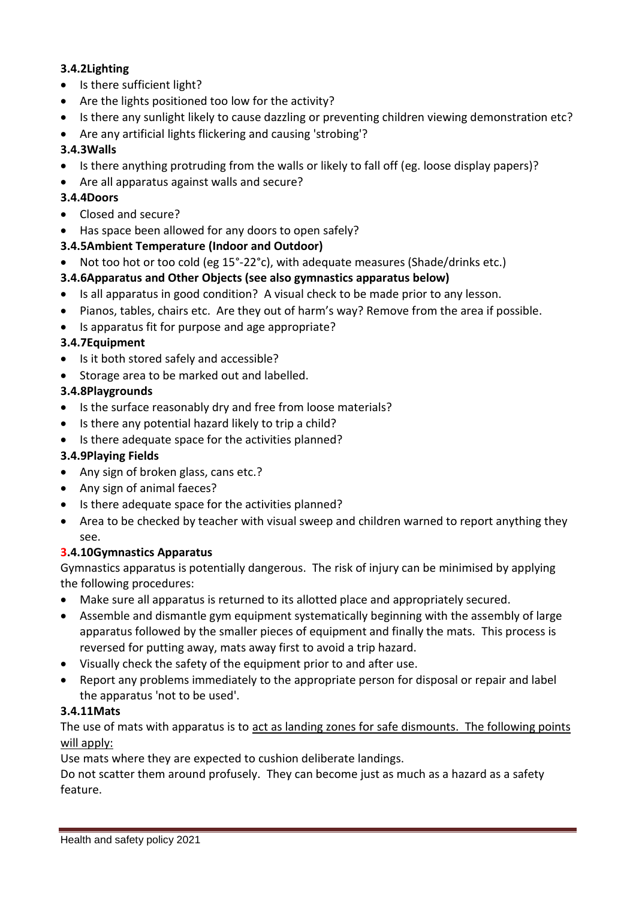### 3.4.2Lighting

- Is there sufficient light?
- Are the lights positioned too low for the activity?
- Is there any sunlight likely to cause dazzling or preventing children viewing demonstration etc?
- Are any artificial lights flickering and causing 'strobing'?

### 3.4.3Walls

- Is there anything protruding from the walls or likely to fall off (eg. loose display papers)?
- Are all apparatus against walls and secure?

### 3.4.4Doors

- Closed and secure?
- Has space been allowed for any doors to open safely?

### 3.4.5Ambient Temperature (Indoor and Outdoor)

- Not too hot or too cold (eg 15°-22°c), with adequate measures (Shade/drinks etc.)

### 3.4.6Apparatus and Other Objects (see also gymnastics apparatus below)

- Is all apparatus in good condition? A visual check to be made prior to any lesson.
- Pianos, tables, chairs etc. Are they out of harm's way? Remove from the area if possible.
- Is apparatus fit for purpose and age appropriate?

### 3.4.7Equipment

- Is it both stored safely and accessible?
- Storage area to be marked out and labelled.

### 3.4.8Playgrounds

- Is the surface reasonably dry and free from loose materials?
- Is there any potential hazard likely to trip a child?
- Is there adequate space for the activities planned?

### 3.4.9Playing Fields

- Any sign of broken glass, cans etc.?
- Any sign of animal faeces?
- Is there adequate space for the activities planned?
- Area to be checked by teacher with visual sweep and children warned to report anything they see.

### 3.4.10Gymnastics Apparatus

Gymnastics apparatus is potentially dangerous. The risk of injury can be minimised by applying the following procedures:

- Make sure all apparatus is returned to its allotted place and appropriately secured.
- Assemble and dismantle gym equipment systematically beginning with the assembly of large apparatus followed by the smaller pieces of equipment and finally the mats. This process is reversed for putting away, mats away first to avoid a trip hazard.
- Visually check the safety of the equipment prior to and after use.
- Report any problems immediately to the appropriate person for disposal or repair and label the apparatus 'not to be used'.

### 3.4.11Mats

The use of mats with apparatus is to act as landing zones for safe dismounts. The following points will apply:

Use mats where they are expected to cushion deliberate landings.

Do not scatter them around profusely. They can become just as much as a hazard as a safety feature.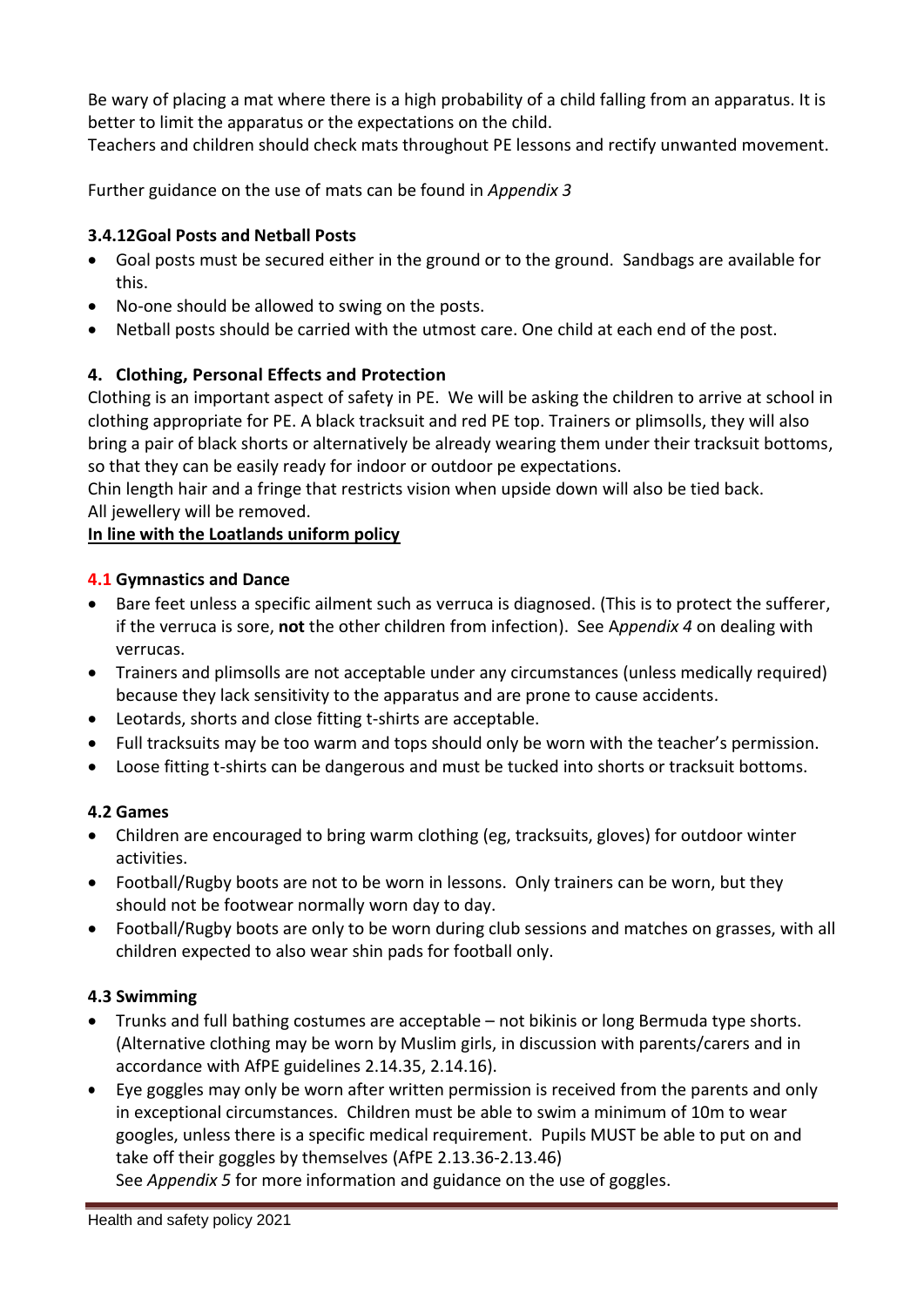Be wary of placing a mat where there is a high probability of a child falling from an apparatus. It is better to limit the apparatus or the expectations on the child.

Teachers and children should check mats throughout PE lessons and rectify unwanted movement.

Further guidance on the use of mats can be found in *Appendix 3*

### 3.4.12Goal Posts and Netball Posts

- Goal posts must be secured either in the ground or to the ground. Sandbags are available for this.
- No-one should be allowed to swing on the posts.
- Netball posts should be carried with the utmost care. One child at each end of the post.

## 4. Clothing, Personal Effects and Protection

Clothing is an important aspect of safety in PE. We will be asking the children to arrive at school in clothing appropriate for PE. A black tracksuit and red PE top. Trainers or plimsolls, they will also bring a pair of black shorts or alternatively be already wearing them under their tracksuit bottoms, so that they can be easily ready for indoor or outdoor pe expectations.

Chin length hair and a fringe that restricts vision when upside down will also be tied back.

All jewellery will be removed.

**<u>In line with the Loatlands uniform policy</u>**

### 4.1 Gymnastics and Dance

- Bare feet unless a specific ailment such as verruca is diagnosed. (This is to protect the sufferer, if the verruca is sore, **not** the other children from infection). See A*ppendix 4* on dealing with verrucas.
- Trainers and plimsolls are not acceptable under any circumstances (unless medically required) because they lack sensitivity to the apparatus and are prone to cause accidents.
- Leotards, shorts and close fitting t-shirts are acceptable.
- Full tracksuits may be too warm and tops should only be worn with the teacher's permission.
- Loose fitting t-shirts can be dangerous and must be tucked into shorts or tracksuit bottoms.

### 4.2 Games

- Children are encouraged to bring warm clothing (eg, tracksuits, gloves) for outdoor winter activities.
- Football/Rugby boots are not to be worn in lessons. Only trainers can be worn, but they should not be footwear normally worn day to day.
- Football/Rugby boots are only to be worn during club sessions and matches on grasses, with all children expected to also wear shin pads for football only.

### 4.3 Swimming

- Trunks and full bathing costumes are acceptable – not bikinis or long Bermuda type shorts. (Alternative clothing may be worn by Muslim girls, in discussion with parents/carers and in accordance with AfPE guidelines 2.14.35, 2.14.16).
- Eye goggles may only be worn after written permission is received from the parents and only in exceptional circumstances. Children must be able to swim a minimum of 10m to wear googles, unless there is a specific medical requirement. Pupils MUST be able to put on and take off their goggles by themselves (AfPE 2.13.36-2.13.46)

  See *Appendix 5* for more information and guidance on the use of goggles.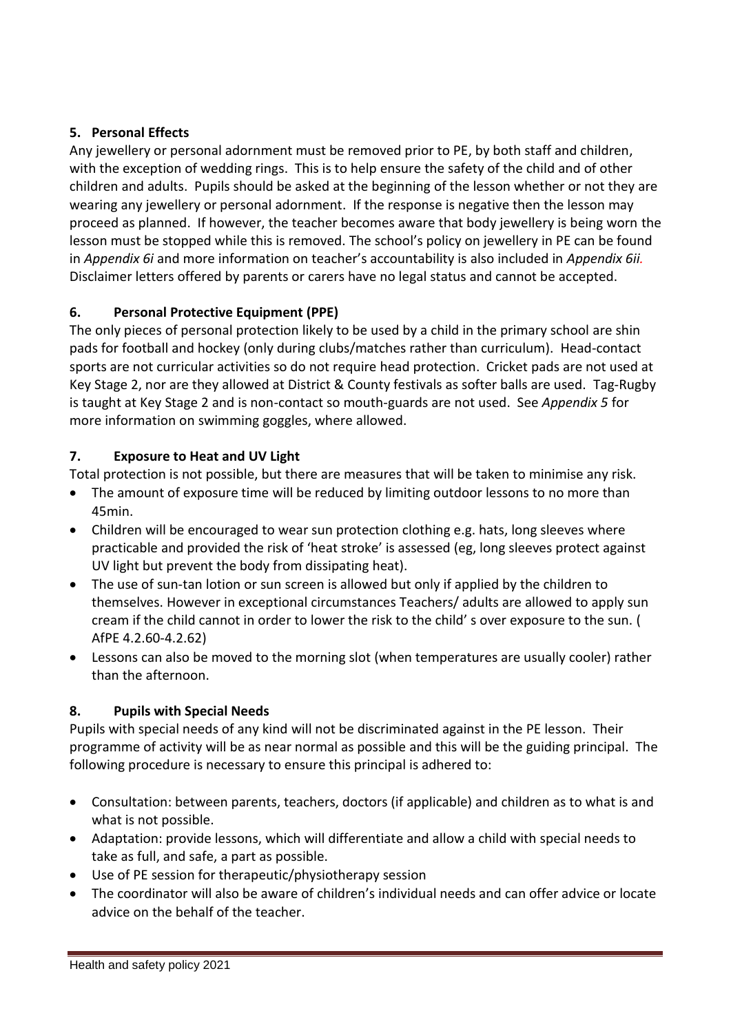### 5. Personal Effects

Any jewellery or personal adornment must be removed prior to PE, by both staff and children, with the exception of wedding rings. This is to help ensure the safety of the child and of other children and adults. Pupils should be asked at the beginning of the lesson whether or not they are wearing any jewellery or personal adornment. If the response is negative then the lesson may proceed as planned. If however, the teacher becomes aware that body jewellery is being worn the lesson must be stopped while this is removed. The school's policy on jewellery in PE can be found in *Appendix 6i* and more information on teacher's accountability is also included in *Appendix 6ii.* Disclaimer letters offered by parents or carers have no legal status and cannot be accepted.

### 6. Personal Protective Equipment (PPE)

The only pieces of personal protection likely to be used by a child in the primary school are shin pads for football and hockey (only during clubs/matches rather than curriculum). Head-contact sports are not curricular activities so do not require head protection. Cricket pads are not used at Key Stage 2, nor are they allowed at District & County festivals as softer balls are used. Tag-Rugby is taught at Key Stage 2 and is non-contact so mouth-guards are not used. See *Appendix 5* for more information on swimming goggles, where allowed.

### 7. Exposure to Heat and UV Light

Total protection is not possible, but there are measures that will be taken to minimise any risk.

- The amount of exposure time will be reduced by limiting outdoor lessons to no more than 45min.
- Children will be encouraged to wear sun protection clothing e.g. hats, long sleeves where practicable and provided the risk of 'heat stroke' is assessed (eg, long sleeves protect against UV light but prevent the body from dissipating heat).
- The use of sun-tan lotion or sun screen is allowed but only if applied by the children to themselves. However in exceptional circumstances Teachers/ adults are allowed to apply sun cream if the child cannot in order to lower the risk to the child' s over exposure to the sun. ( AfPE 4.2.60-4.2.62)
- Lessons can also be moved to the morning slot (when temperatures are usually cooler) rather than the afternoon.

### 8. Pupils with Special Needs

Pupils with special needs of any kind will not be discriminated against in the PE lesson. Their programme of activity will be as near normal as possible and this will be the guiding principal. The following procedure is necessary to ensure this principal is adhered to:

- Consultation: between parents, teachers, doctors (if applicable) and children as to what is and what is not possible.
- Adaptation: provide lessons, which will differentiate and allow a child with special needs to take as full, and safe, a part as possible.
- Use of PE session for therapeutic/physiotherapy session
- The coordinator will also be aware of children's individual needs and can offer advice or locate advice on the behalf of the teacher.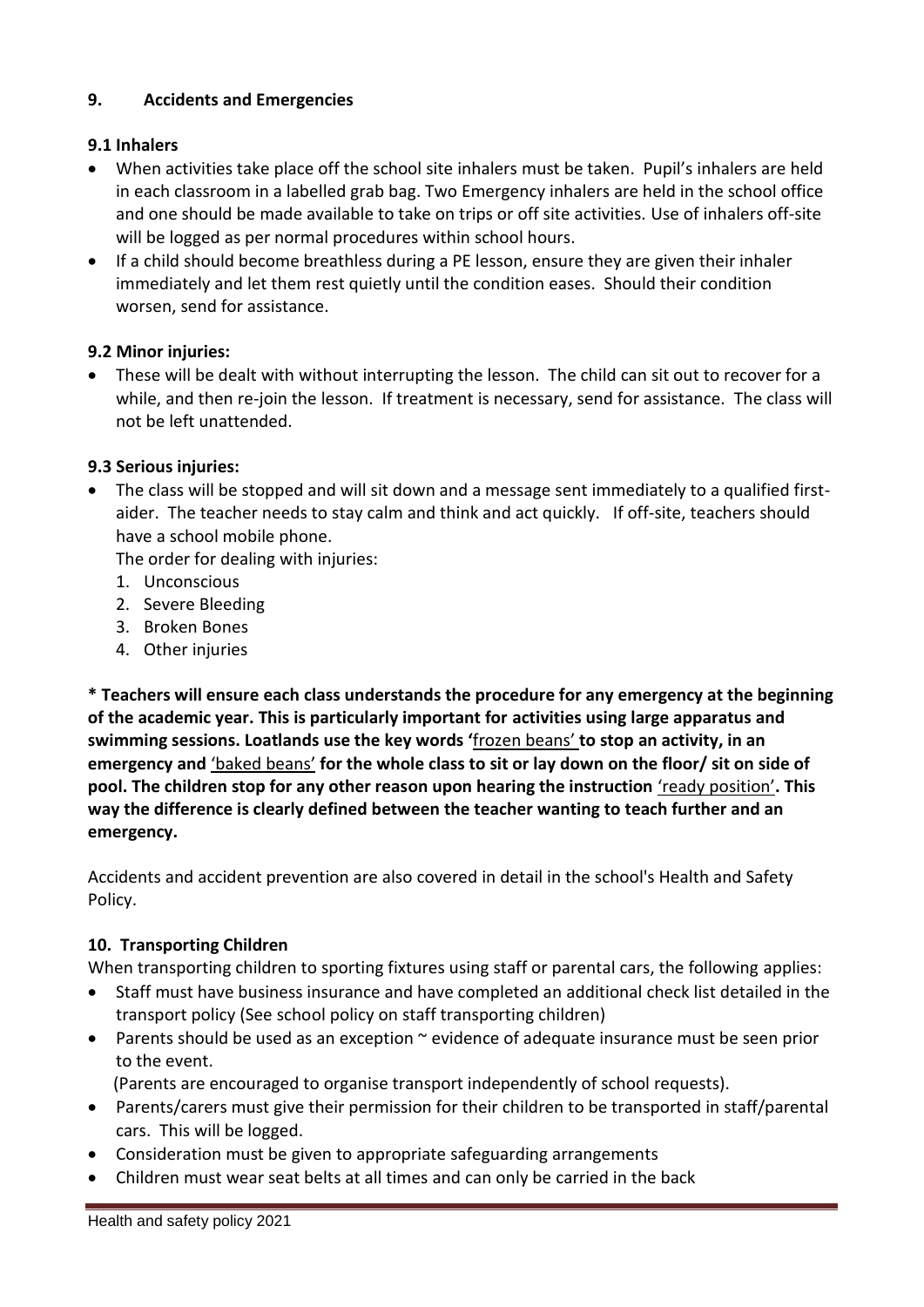## 9. Accidents and Emergencies

### 9.1 Inhalers

- When activities take place off the school site inhalers must be taken. Pupil's inhalers are held in each classroom in a labelled grab bag. Two Emergency inhalers are held in the school office and one should be made available to take on trips or off site activities. Use of inhalers off-site will be logged as per normal procedures within school hours.
- If a child should become breathless during a PE lesson, ensure they are given their inhaler immediately and let them rest quietly until the condition eases. Should their condition worsen, send for assistance.

### 9.2 Minor injuries:

- These will be dealt with without interrupting the lesson. The child can sit out to recover for a while, and then re-join the lesson. If treatment is necessary, send for assistance. The class will not be left unattended.

### 9.3 Serious injuries:

- The class will be stopped and will sit down and a message sent immediately to a qualified first-aider. The teacher needs to stay calm and think and act quickly. If off-site, teachers should have a school mobile phone.

  The order for dealing with injuries:
  1. Unconscious
  2. Severe Bleeding
  3. Broken Bones
  4. Other injuries

**\* Teachers will ensure each class understands the procedure for any emergency at the beginning of the academic year. This is particularly important for activities using large apparatus and swimming sessions. Loatlands use the key words '**<u>frozen beans'</u> **to stop an activity, in an emergency and** <u>'baked beans'</u> **for the whole class to sit or lay down on the floor/ sit on side of pool. The children stop for any other reason upon hearing the instruction** <u>'ready position'</u>**. This way the difference is clearly defined between the teacher wanting to teach further and an emergency.**

Accidents and accident prevention are also covered in detail in the school's Health and Safety Policy.

## 10. Transporting Children

When transporting children to sporting fixtures using staff or parental cars, the following applies:

- Staff must have business insurance and have completed an additional check list detailed in the transport policy (See school policy on staff transporting children)
- Parents should be used as an exception ~ evidence of adequate insurance must be seen prior to the event.

  (Parents are encouraged to organise transport independently of school requests).
- Parents/carers must give their permission for their children to be transported in staff/parental cars. This will be logged.
- Consideration must be given to appropriate safeguarding arrangements
- Children must wear seat belts at all times and can only be carried in the back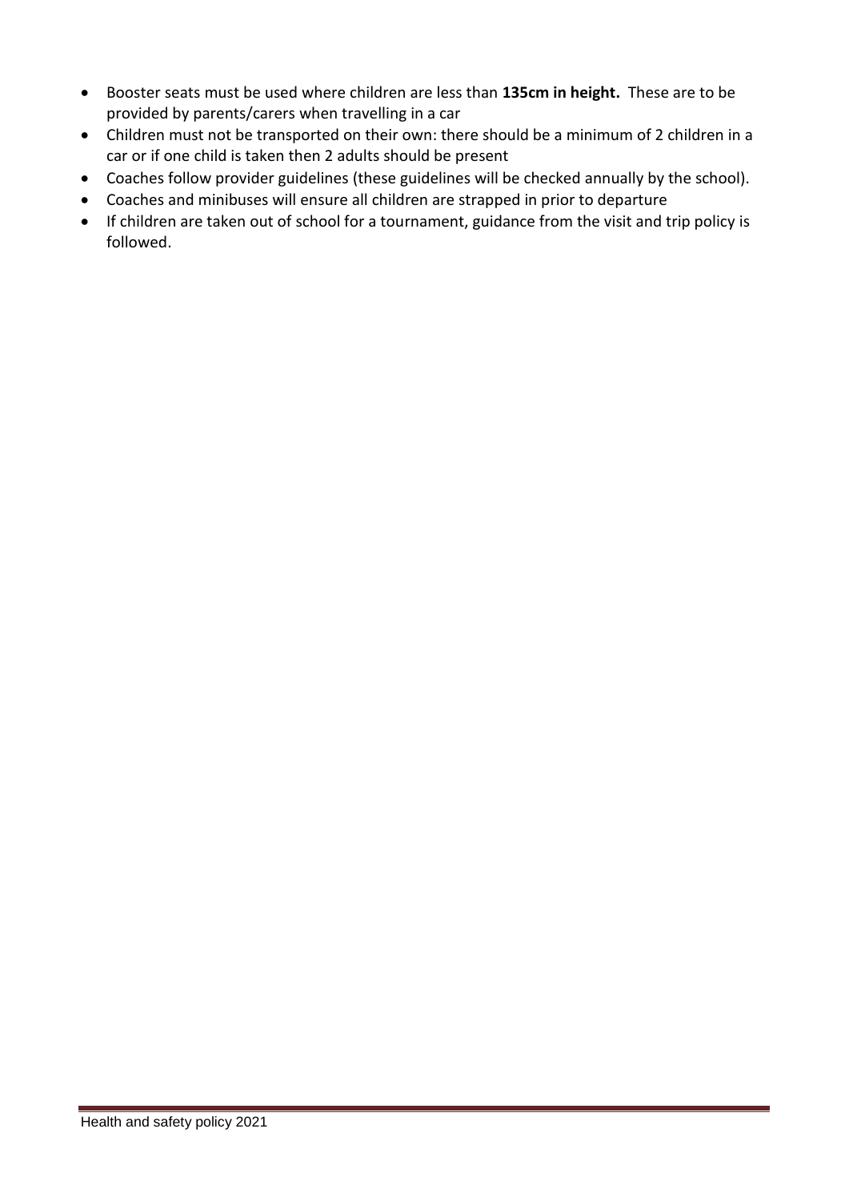- Booster seats must be used where children are less than **135cm in height.** These are to be provided by parents/carers when travelling in a car
- Children must not be transported on their own: there should be a minimum of 2 children in a car or if one child is taken then 2 adults should be present
- Coaches follow provider guidelines (these guidelines will be checked annually by the school).
- Coaches and minibuses will ensure all children are strapped in prior to departure
- If children are taken out of school for a tournament, guidance from the visit and trip policy is followed.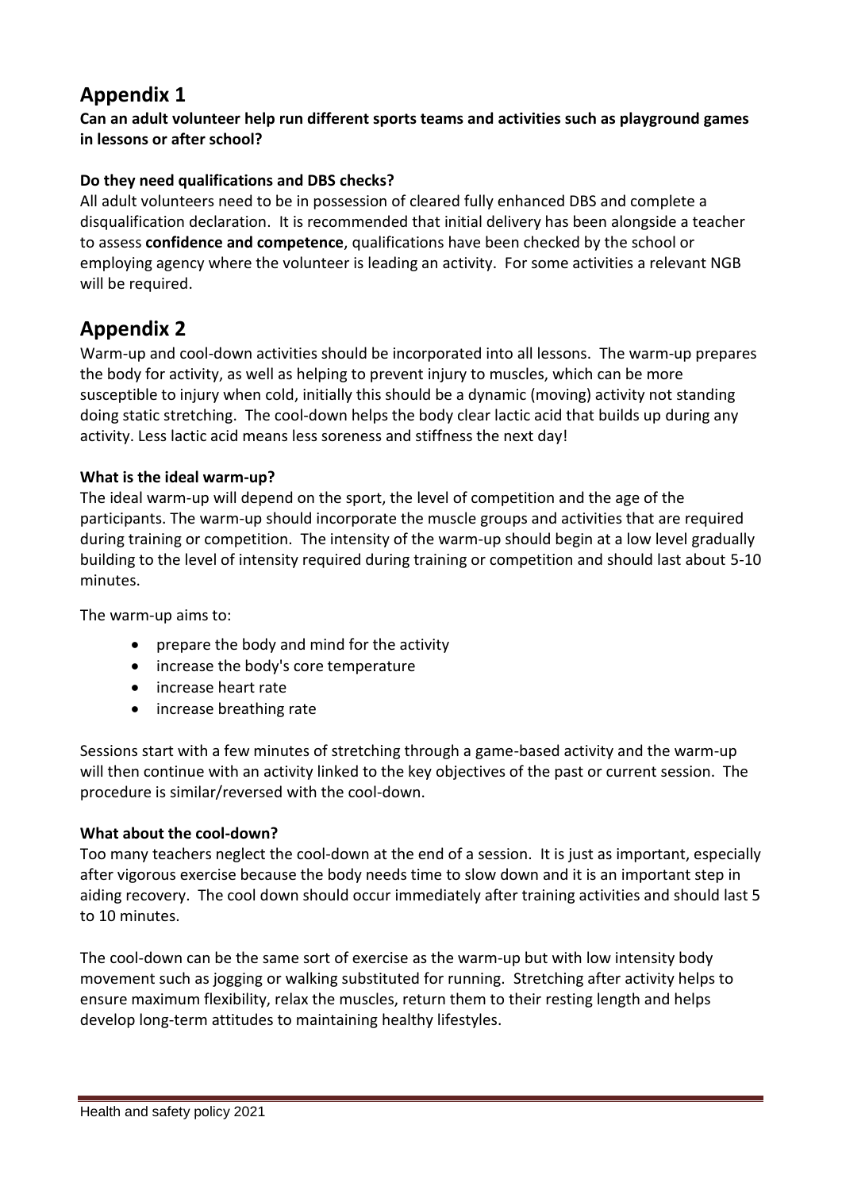# Appendix 1

**Can an adult volunteer help run different sports teams and activities such as playground games in lessons or after school?**

**Do they need qualifications and DBS checks?**

All adult volunteers need to be in possession of cleared fully enhanced DBS and complete a disqualification declaration. It is recommended that initial delivery has been alongside a teacher to assess **confidence and competence**, qualifications have been checked by the school or employing agency where the volunteer is leading an activity. For some activities a relevant NGB will be required.

# Appendix 2

Warm-up and cool-down activities should be incorporated into all lessons. The warm-up prepares the body for activity, as well as helping to prevent injury to muscles, which can be more susceptible to injury when cold, initially this should be a dynamic (moving) activity not standing doing static stretching. The cool-down helps the body clear lactic acid that builds up during any activity. Less lactic acid means less soreness and stiffness the next day!

**What is the ideal warm-up?**

The ideal warm-up will depend on the sport, the level of competition and the age of the participants. The warm-up should incorporate the muscle groups and activities that are required during training or competition. The intensity of the warm-up should begin at a low level gradually building to the level of intensity required during training or competition and should last about 5-10 minutes.

The warm-up aims to:

- prepare the body and mind for the activity
- increase the body's core temperature
- increase heart rate
- increase breathing rate

Sessions start with a few minutes of stretching through a game-based activity and the warm-up will then continue with an activity linked to the key objectives of the past or current session. The procedure is similar/reversed with the cool-down.

**What about the cool-down?**

Too many teachers neglect the cool-down at the end of a session. It is just as important, especially after vigorous exercise because the body needs time to slow down and it is an important step in aiding recovery. The cool down should occur immediately after training activities and should last 5 to 10 minutes.

The cool-down can be the same sort of exercise as the warm-up but with low intensity body movement such as jogging or walking substituted for running. Stretching after activity helps to ensure maximum flexibility, relax the muscles, return them to their resting length and helps develop long-term attitudes to maintaining healthy lifestyles.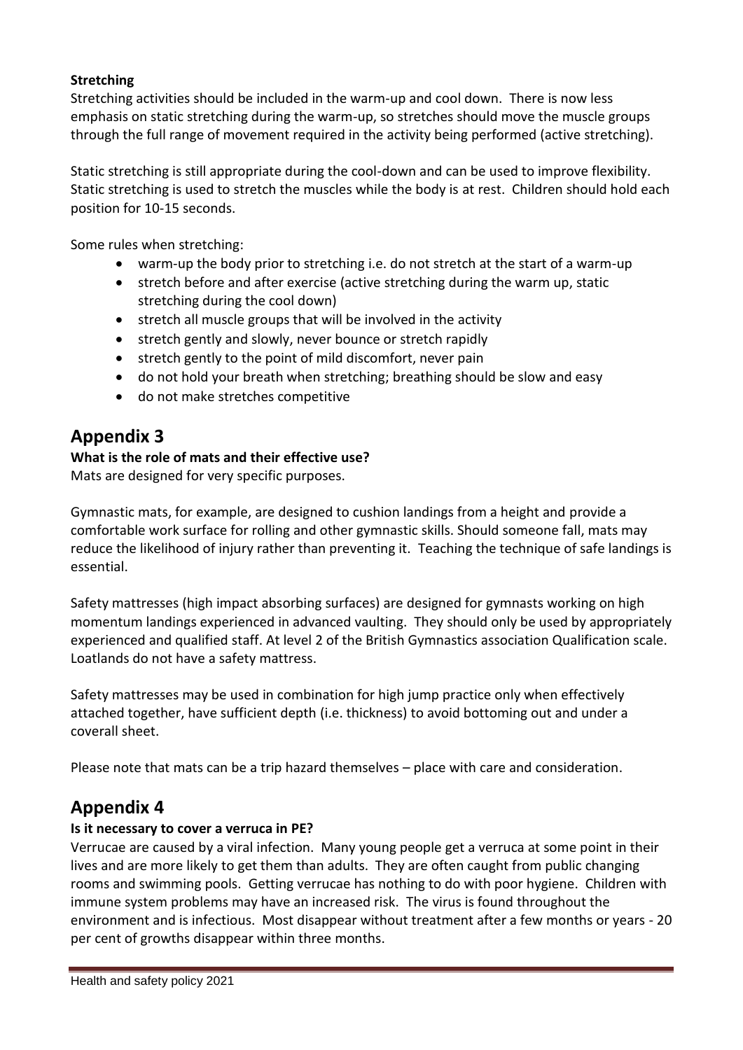**Stretching**

Stretching activities should be included in the warm-up and cool down. There is now less emphasis on static stretching during the warm-up, so stretches should move the muscle groups through the full range of movement required in the activity being performed (active stretching).

Static stretching is still appropriate during the cool-down and can be used to improve flexibility. Static stretching is used to stretch the muscles while the body is at rest. Children should hold each position for 10-15 seconds.

Some rules when stretching:

- warm-up the body prior to stretching i.e. do not stretch at the start of a warm-up
- stretch before and after exercise (active stretching during the warm up, static stretching during the cool down)
- stretch all muscle groups that will be involved in the activity
- stretch gently and slowly, never bounce or stretch rapidly
- stretch gently to the point of mild discomfort, never pain
- do not hold your breath when stretching; breathing should be slow and easy
- do not make stretches competitive

# Appendix 3

**What is the role of mats and their effective use?**

Mats are designed for very specific purposes.

Gymnastic mats, for example, are designed to cushion landings from a height and provide a comfortable work surface for rolling and other gymnastic skills. Should someone fall, mats may reduce the likelihood of injury rather than preventing it. Teaching the technique of safe landings is essential.

Safety mattresses (high impact absorbing surfaces) are designed for gymnasts working on high momentum landings experienced in advanced vaulting. They should only be used by appropriately experienced and qualified staff. At level 2 of the British Gymnastics association Qualification scale. Loatlands do not have a safety mattress.

Safety mattresses may be used in combination for high jump practice only when effectively attached together, have sufficient depth (i.e. thickness) to avoid bottoming out and under a coverall sheet.

Please note that mats can be a trip hazard themselves – place with care and consideration.

# Appendix 4

**Is it necessary to cover a verruca in PE?**

Verrucae are caused by a viral infection. Many young people get a verruca at some point in their lives and are more likely to get them than adults. They are often caught from public changing rooms and swimming pools. Getting verrucae has nothing to do with poor hygiene. Children with immune system problems may have an increased risk. The virus is found throughout the environment and is infectious. Most disappear without treatment after a few months or years - 20 per cent of growths disappear within three months.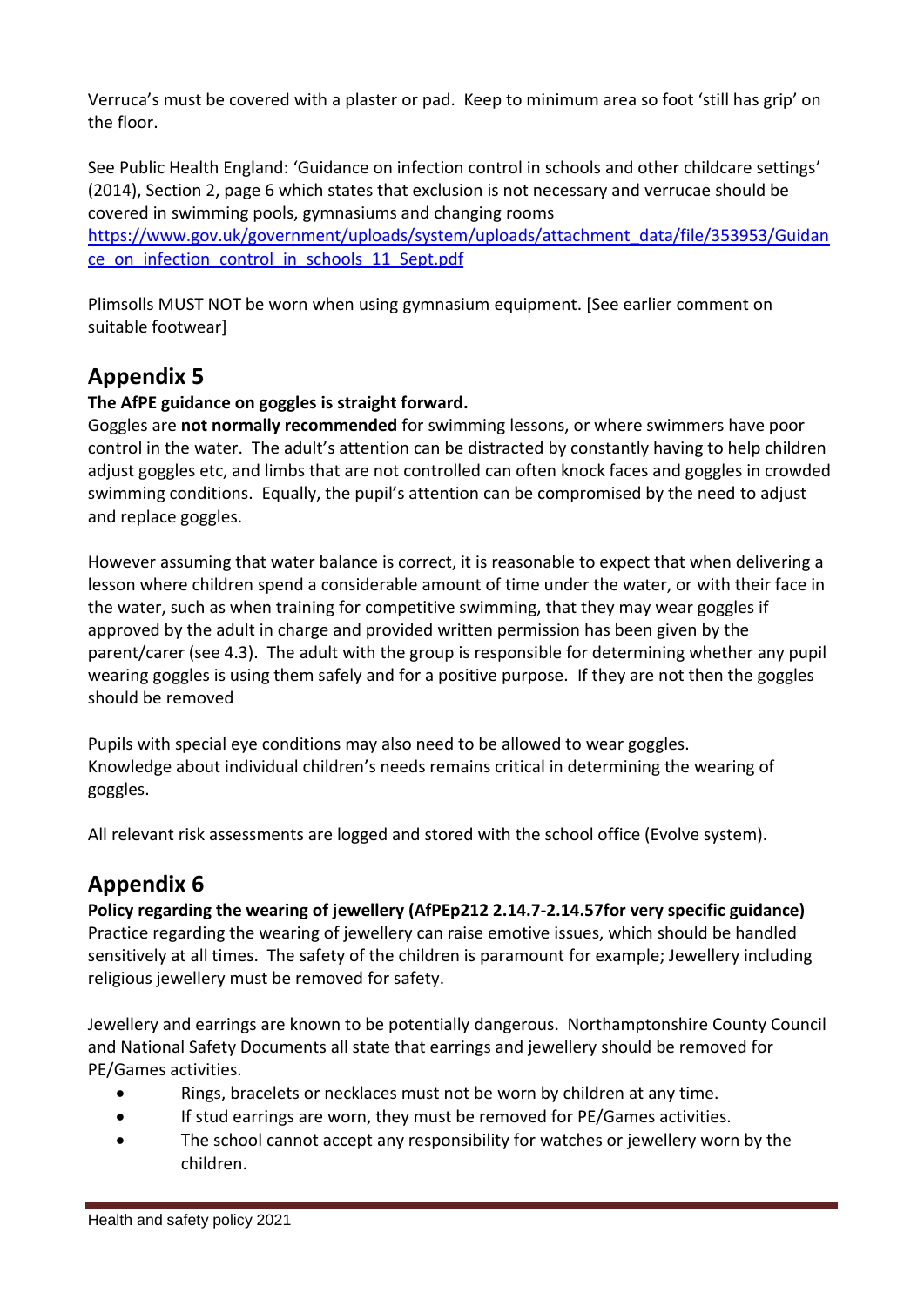Verruca's must be covered with a plaster or pad. Keep to minimum area so foot 'still has grip' on the floor.

See Public Health England: 'Guidance on infection control in schools and other childcare settings' (2014), Section 2, page 6 which states that exclusion is not necessary and verrucae should be covered in swimming pools, gymnasiums and changing rooms
https://www.gov.uk/government/uploads/system/uploads/attachment_data/file/353953/Guidance_on_infection_control_in_schools_11_Sept.pdf

Plimsolls MUST NOT be worn when using gymnasium equipment. [See earlier comment on suitable footwear]

## Appendix 5

**The AfPE guidance on goggles is straight forward.**

Goggles are **not normally recommended** for swimming lessons, or where swimmers have poor control in the water. The adult's attention can be distracted by constantly having to help children adjust goggles etc, and limbs that are not controlled can often knock faces and goggles in crowded swimming conditions. Equally, the pupil's attention can be compromised by the need to adjust and replace goggles.

However assuming that water balance is correct, it is reasonable to expect that when delivering a lesson where children spend a considerable amount of time under the water, or with their face in the water, such as when training for competitive swimming, that they may wear goggles if approved by the adult in charge and provided written permission has been given by the parent/carer (see 4.3). The adult with the group is responsible for determining whether any pupil wearing goggles is using them safely and for a positive purpose. If they are not then the goggles should be removed

Pupils with special eye conditions may also need to be allowed to wear goggles.
Knowledge about individual children's needs remains critical in determining the wearing of goggles.

All relevant risk assessments are logged and stored with the school office (Evolve system).

## Appendix 6

**Policy regarding the wearing of jewellery (AfPEp212 2.14.7-2.14.57for very specific guidance)**

Practice regarding the wearing of jewellery can raise emotive issues, which should be handled sensitively at all times. The safety of the children is paramount for example; Jewellery including religious jewellery must be removed for safety.

Jewellery and earrings are known to be potentially dangerous. Northamptonshire County Council and National Safety Documents all state that earrings and jewellery should be removed for PE/Games activities.

- Rings, bracelets or necklaces must not be worn by children at any time.
- If stud earrings are worn, they must be removed for PE/Games activities.
- The school cannot accept any responsibility for watches or jewellery worn by the children.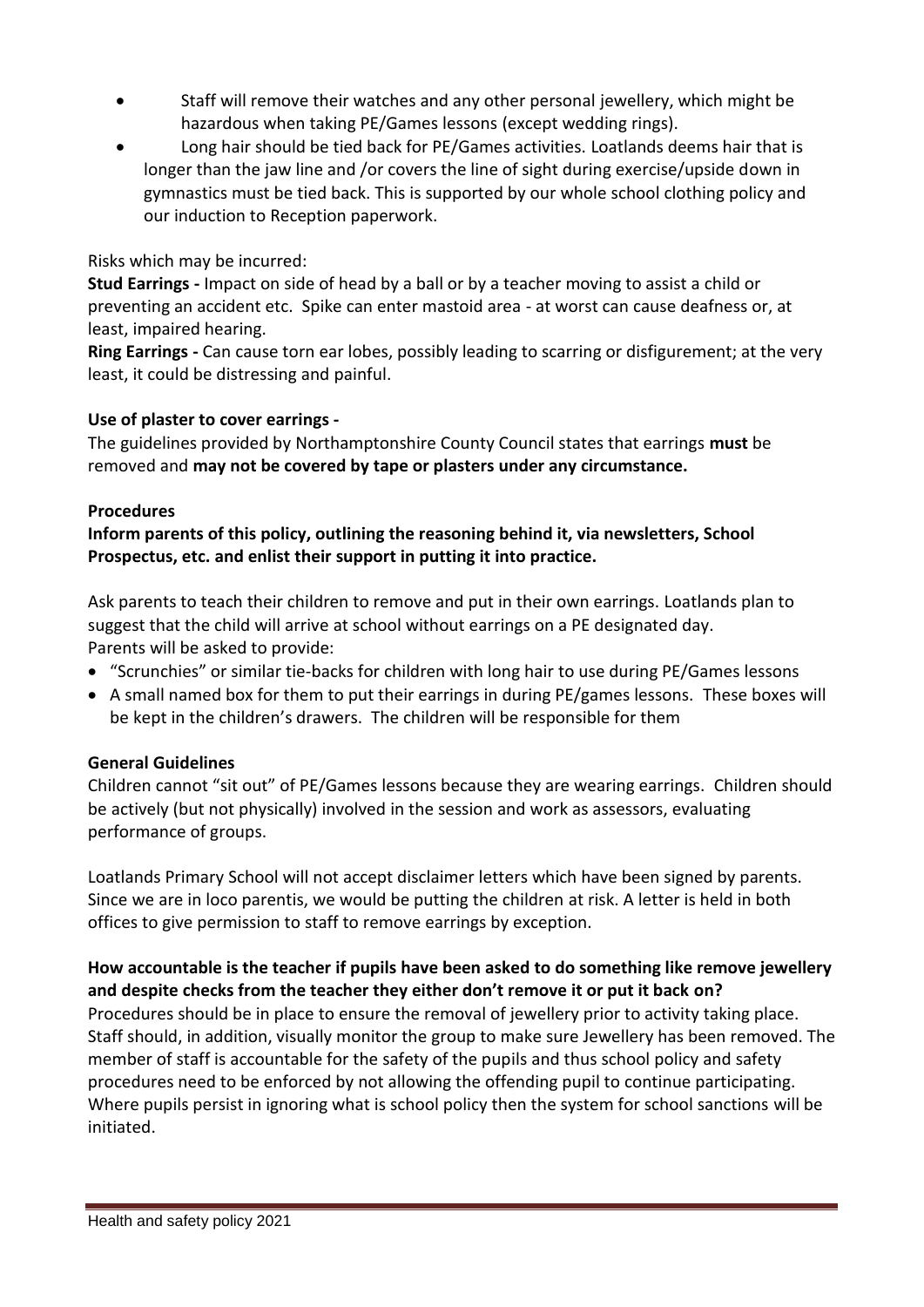- Staff will remove their watches and any other personal jewellery, which might be hazardous when taking PE/Games lessons (except wedding rings).
- Long hair should be tied back for PE/Games activities. Loatlands deems hair that is longer than the jaw line and /or covers the line of sight during exercise/upside down in gymnastics must be tied back. This is supported by our whole school clothing policy and our induction to Reception paperwork.

Risks which may be incurred:

**Stud Earrings -** Impact on side of head by a ball or by a teacher moving to assist a child or preventing an accident etc. Spike can enter mastoid area - at worst can cause deafness or, at least, impaired hearing.

**Ring Earrings -** Can cause torn ear lobes, possibly leading to scarring or disfigurement; at the very least, it could be distressing and painful.

**Use of plaster to cover earrings -**

The guidelines provided by Northamptonshire County Council states that earrings **must** be removed and **may not be covered by tape or plasters under any circumstance.**

**Procedures**

**Inform parents of this policy, outlining the reasoning behind it, via newsletters, School Prospectus, etc. and enlist their support in putting it into practice.**

Ask parents to teach their children to remove and put in their own earrings. Loatlands plan to suggest that the child will arrive at school without earrings on a PE designated day.
Parents will be asked to provide:

- "Scrunchies" or similar tie-backs for children with long hair to use during PE/Games lessons
- A small named box for them to put their earrings in during PE/games lessons. These boxes will be kept in the children's drawers. The children will be responsible for them

**General Guidelines**

Children cannot "sit out" of PE/Games lessons because they are wearing earrings. Children should be actively (but not physically) involved in the session and work as assessors, evaluating performance of groups.

Loatlands Primary School will not accept disclaimer letters which have been signed by parents. Since we are in loco parentis, we would be putting the children at risk. A letter is held in both offices to give permission to staff to remove earrings by exception.

**How accountable is the teacher if pupils have been asked to do something like remove jewellery and despite checks from the teacher they either don't remove it or put it back on?**

Procedures should be in place to ensure the removal of jewellery prior to activity taking place. Staff should, in addition, visually monitor the group to make sure Jewellery has been removed. The member of staff is accountable for the safety of the pupils and thus school policy and safety procedures need to be enforced by not allowing the offending pupil to continue participating. Where pupils persist in ignoring what is school policy then the system for school sanctions will be initiated.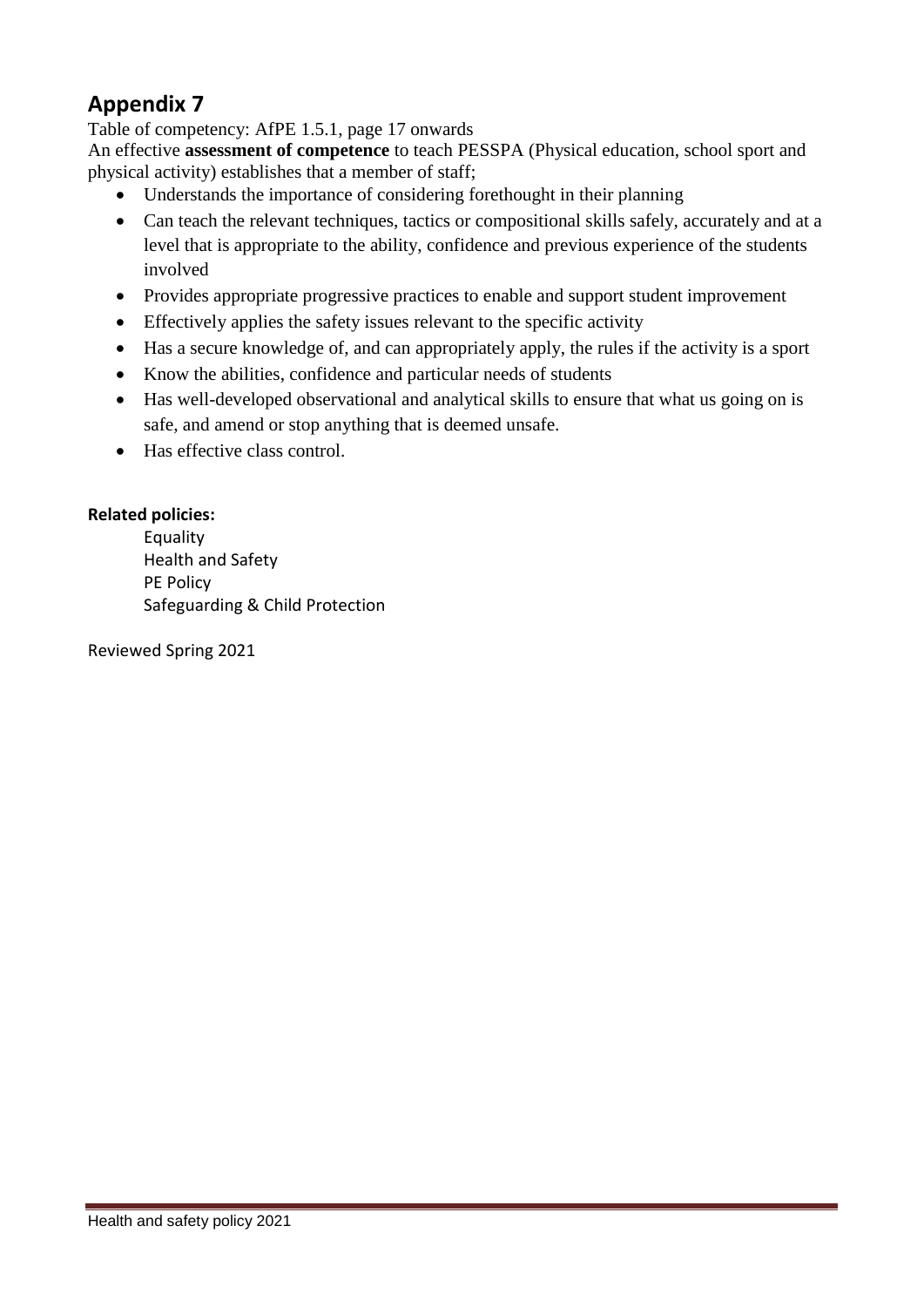## Appendix 7

Table of competency: AfPE 1.5.1, page 17 onwards

An effective **assessment of competence** to teach PESSPA (Physical education, school sport and physical activity) establishes that a member of staff;

- Understands the importance of considering forethought in their planning
- Can teach the relevant techniques, tactics or compositional skills safely, accurately and at a level that is appropriate to the ability, confidence and previous experience of the students involved
- Provides appropriate progressive practices to enable and support student improvement
- Effectively applies the safety issues relevant to the specific activity
- Has a secure knowledge of, and can appropriately apply, the rules if the activity is a sport
- Know the abilities, confidence and particular needs of students
- Has well-developed observational and analytical skills to ensure that what us going on is safe, and amend or stop anything that is deemed unsafe.
- Has effective class control.

**Related policies:**

Equality
Health and Safety
PE Policy
Safeguarding & Child Protection

Reviewed Spring 2021